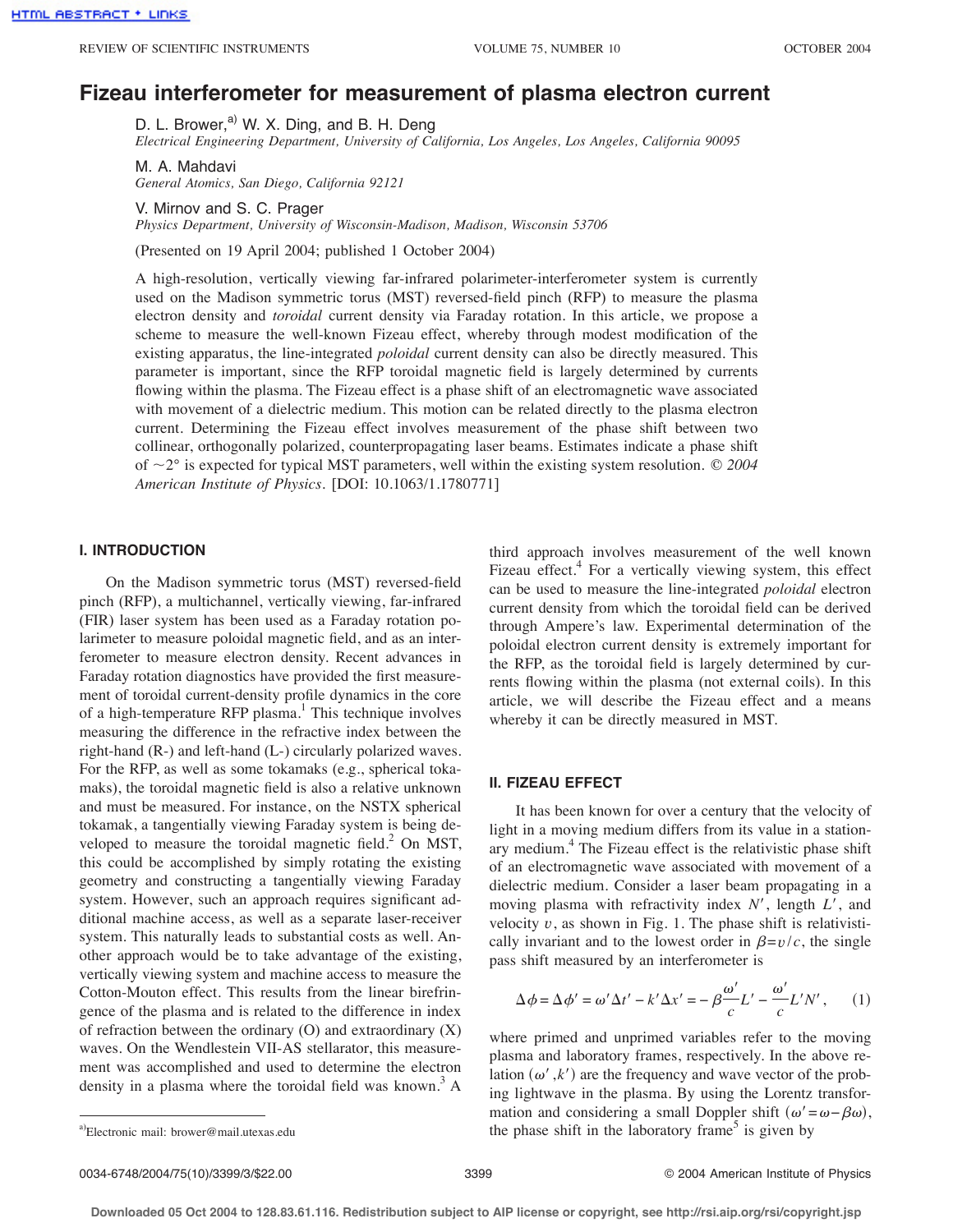# Fizeau interferometer for measurement of plasma electron current

D. L. Brower,[a)] W. X. Ding, and B. H. Deng
*Electrical Engineering Department, University of California, Los Angeles, Los Angeles, California 90095*

M. A. Mahdavi
*General Atomics, San Diego, California 92121*

V. Mirnov and S. C. Prager
*Physics Department, University of Wisconsin-Madison, Madison, Wisconsin 53706*

(Presented on 19 April 2004; published 1 October 2004)

A high-resolution, vertically viewing far-infrared polarimeter-interferometer system is currently used on the Madison symmetric torus (MST) reversed-field pinch (RFP) to measure the plasma electron density and *toroidal* current density via Faraday rotation. In this article, we propose a scheme to measure the well-known Fizeau effect, whereby through modest modification of the existing apparatus, the line-integrated *poloidal* current density can also be directly measured. This parameter is important, since the RFP toroidal magnetic field is largely determined by currents flowing within the plasma. The Fizeau effect is a phase shift of an electromagnetic wave associated with movement of a dielectric medium. This motion can be related directly to the plasma electron current. Determining the Fizeau effect involves measurement of the phase shift between two collinear, orthogonally polarized, counterpropagating laser beams. Estimates indicate a phase shift of ~2° is expected for typical MST parameters, well within the existing system resolution. *© 2004 American Institute of Physics.* [DOI: 10.1063/1.1780771]

## I. INTRODUCTION

On the Madison symmetric torus (MST) reversed-field pinch (RFP), a multichannel, vertically viewing, far-infrared (FIR) laser system has been used as a Faraday rotation polarimeter to measure poloidal magnetic field, and as an interferometer to measure electron density. Recent advances in Faraday rotation diagnostics have provided the first measurement of toroidal current-density profile dynamics in the core of a high-temperature RFP plasma.[1] This technique involves measuring the difference in the refractive index between the right-hand (R-) and left-hand (L-) circularly polarized waves. For the RFP, as well as some tokamaks (e.g., spherical tokamaks), the toroidal magnetic field is also a relative unknown and must be measured. For instance, on the NSTX spherical tokamak, a tangentially viewing Faraday system is being developed to measure the toroidal magnetic field.[2] On MST, this could be accomplished by simply rotating the existing geometry and constructing a tangentially viewing Faraday system. However, such an approach requires significant additional machine access, as well as a separate laser-receiver system. This naturally leads to substantial costs as well. Another approach would be to take advantage of the existing, vertically viewing system and machine access to measure the Cotton-Mouton effect. This results from the linear birefringence of the plasma and is related to the difference in index of refraction between the ordinary (O) and extraordinary (X) waves. On the Wendlestein VII-AS stellarator, this measurement was accomplished and used to determine the electron density in a plasma where the toroidal field was known.[3] A third approach involves measurement of the well known Fizeau effect.[4] For a vertically viewing system, this effect can be used to measure the line-integrated *poloidal* electron current density from which the toroidal field can be derived through Ampere's law. Experimental determination of the poloidal electron current density is extremely important for the RFP, as the toroidal field is largely determined by currents flowing within the plasma (not external coils). In this article, we will describe the Fizeau effect and a means whereby it can be directly measured in MST.

## II. FIZEAU EFFECT

It has been known for over a century that the velocity of light in a moving medium differs from its value in a stationary medium.[4] The Fizeau effect is the relativistic phase shift of an electromagnetic wave associated with movement of a dielectric medium. Consider a laser beam propagating in a moving plasma with refractivity index $N'$, length $L'$, and velocity $v$, as shown in Fig. 1. The phase shift is relativistically invariant and to the lowest order in $\beta = v/c$, the single pass shift measured by an interferometer is

$$\Delta\phi = \Delta\phi' = \omega'\Delta t' - k'\Delta x' = -\beta\frac{\omega'}{c}L' - \frac{\omega'}{c}L'N', \qquad (1)$$

where primed and unprimed variables refer to the moving plasma and laboratory frames, respectively. In the above relation $(\omega', k')$ are the frequency and wave vector of the probing lightwave in the plasma. By using the Lorentz transformation and considering a small Doppler shift $(\omega' = \omega - \beta\omega)$, the phase shift in the laboratory frame[5] is given by

[a)]Electronic mail: brower@mail.utexas.edu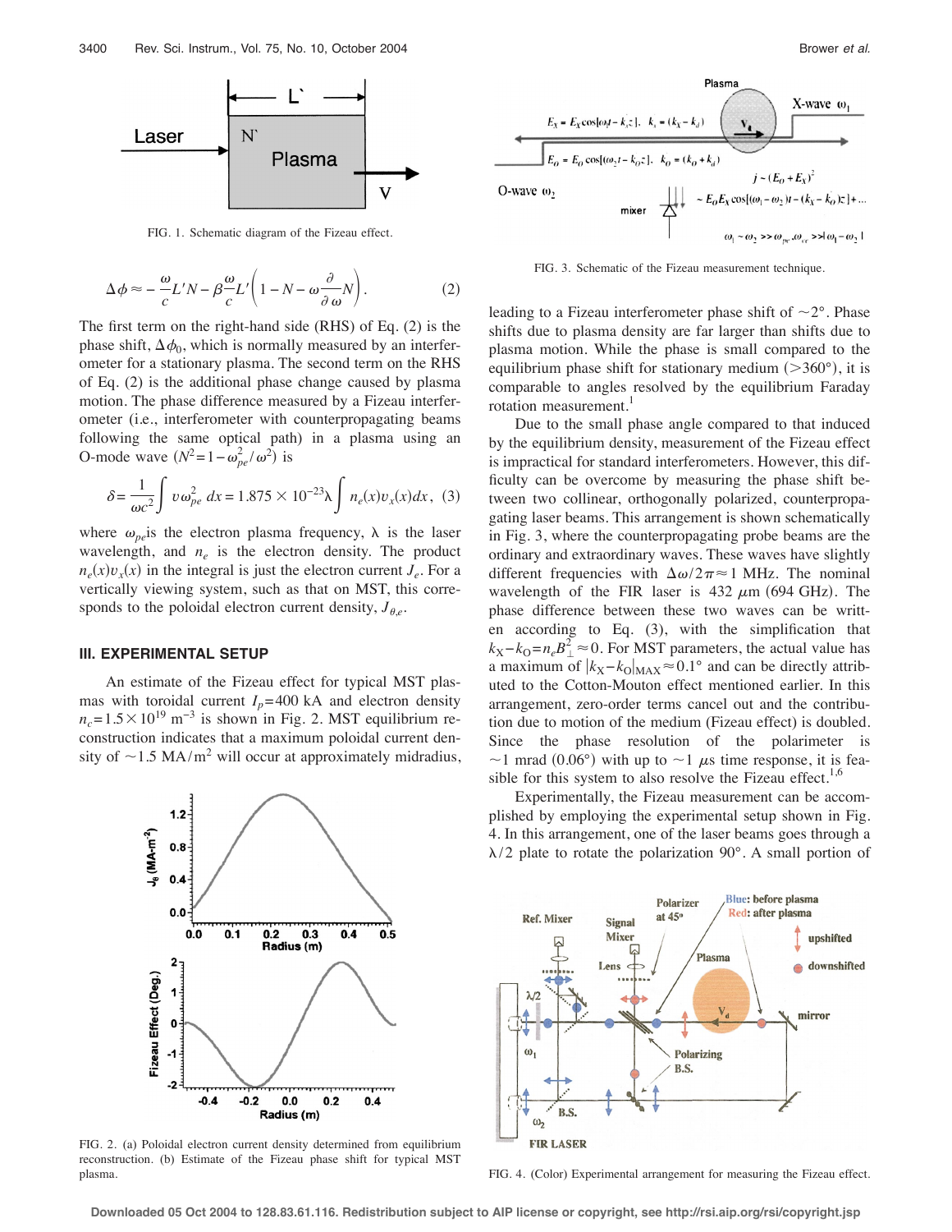FIG. 1. Schematic diagram of the Fizeau effect.

$$\Delta\phi \approx -\frac{\omega}{c}L'N - \beta\frac{\omega}{c}L'\left(1 - N - \omega\frac{\partial}{\partial\omega}N\right). \quad (2)$$

The first term on the right-hand side (RHS) of Eq. (2) is the phase shift, $\Delta\phi_0$, which is normally measured by an interferometer for a stationary plasma. The second term on the RHS of Eq. (2) is the additional phase change caused by plasma motion. The phase difference measured by a Fizeau interferometer (i.e., interferometer with counterpropagating beams following the same optical path) in a plasma using an O-mode wave ($N^2 = 1 - \omega_{pe}^2/\omega^2$) is

$$\delta = \frac{1}{\omega c^2}\int v\omega_{pe}^2\, dx = 1.875 \times 10^{-23}\lambda \int n_e(x)v_x(x)dx, \quad (3)$$

where $\omega_{pe}$ is the electron plasma frequency, $\lambda$ is the laser wavelength, and $n_e$ is the electron density. The product $n_e(x)v_x(x)$ in the integral is just the electron current $J_e$. For a vertically viewing system, such as that on MST, this corresponds to the poloidal electron current density, $J_{\theta,e}$.

## III. EXPERIMENTAL SETUP

An estimate of the Fizeau effect for typical MST plasmas with toroidal current $I_p$=400 kA and electron density $n_c$=1.5×10[19] m$^{-3}$ is shown in Fig. 2. MST equilibrium reconstruction indicates that a maximum poloidal current density of ~1.5 MA/m$^2$ will occur at approximately midradius, leading to a Fizeau interferometer phase shift of ~2°. Phase shifts due to plasma density are far larger than shifts due to plasma motion. While the phase is small compared to the equilibrium phase shift for stationary medium (>360°), it is comparable to angles resolved by the equilibrium Faraday rotation measurement.[1]

FIG. 2. (a) Poloidal electron current density determined from equilibrium reconstruction. (b) Estimate of the Fizeau phase shift for typical MST plasma.

FIG. 3. Schematic of the Fizeau measurement technique.

Due to the small phase angle compared to that induced by the equilibrium density, measurement of the Fizeau effect is impractical for standard interferometers. However, this difficulty can be overcome by measuring the phase shift between two collinear, orthogonally polarized, counterpropagating laser beams. This arrangement is shown schematically in Fig. 3, where the counterpropagating probe beams are the ordinary and extraordinary waves. These waves have slightly different frequencies with $\Delta\omega/2\pi \approx 1$ MHz. The nominal wavelength of the FIR laser is 432 $\mu$m (694 GHz). The phase difference between these two waves can be written according to Eq. (3), with the simplification that $k_X - k_O = n_e B_\perp^2 \approx 0$. For MST parameters, the actual value has a maximum of $|k_X - k_O|_{MAX} \approx 0.1°$ and can be directly attributed to the Cotton-Mouton effect mentioned earlier. In this arrangement, zero-order terms cancel out and the contribution due to motion of the medium (Fizeau effect) is doubled. Since the phase resolution of the polarimeter is ~1 mrad (0.06°) with up to ~1 $\mu$s time response, it is feasible for this system to also resolve the Fizeau effect.[1,6]

Experimentally, the Fizeau measurement can be accomplished by employing the experimental setup shown in Fig. 4. In this arrangement, one of the laser beams goes through a $\lambda/2$ plate to rotate the polarization 90°. A small portion of

FIG. 4. (Color) Experimental arrangement for measuring the Fizeau effect.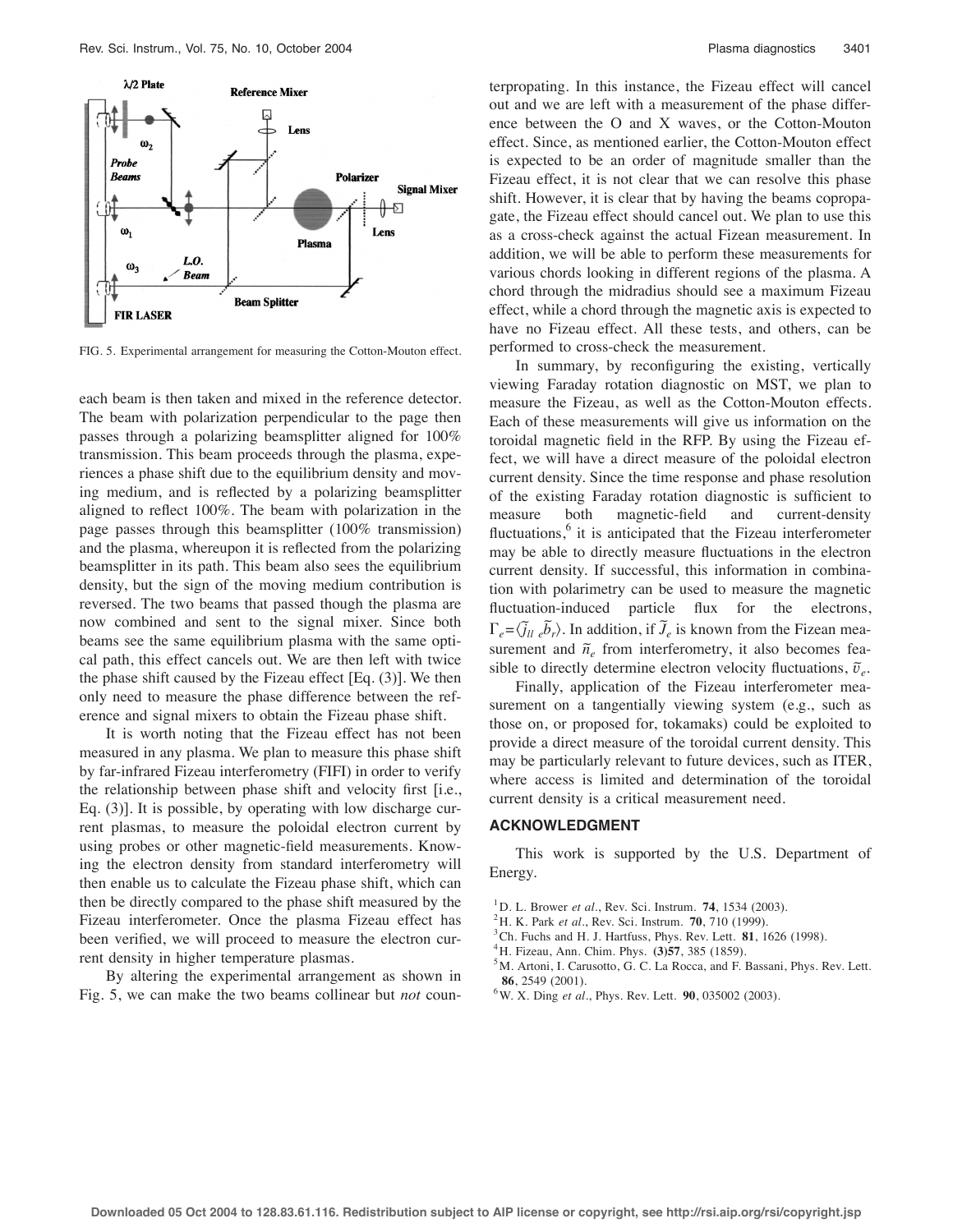λ/2 Plate

Reference Mixer

Lens

ω2

Probe Beams

Polarizer

Signal Mixer

ω1

Lens

Plasma

ω3

L.O. Beam

Beam Splitter

FIR LASER

FIG. 5. Experimental arrangement for measuring the Cotton-Mouton effect.

each beam is then taken and mixed in the reference detector. The beam with polarization perpendicular to the page then passes through a polarizing beamsplitter aligned for 100% transmission. This beam proceeds through the plasma, experiences a phase shift due to the equilibrium density and moving medium, and is reflected by a polarizing beamsplitter aligned to reflect 100%. The beam with polarization in the page passes through this beamsplitter (100% transmission) and the plasma, whereupon it is reflected from the polarizing beamsplitter in its path. This beam also sees the equilibrium density, but the sign of the moving medium contribution is reversed. The two beams that passed though the plasma are now combined and sent to the signal mixer. Since both beams see the same equilibrium plasma with the same optical path, this effect cancels out. We are then left with twice the phase shift caused by the Fizeau effect [Eq. (3)]. We then only need to measure the phase difference between the reference and signal mixers to obtain the Fizeau phase shift.

It is worth noting that the Fizeau effect has not been measured in any plasma. We plan to measure this phase shift by far-infrared Fizeau interferometry (FIFI) in order to verify the relationship between phase shift and velocity first [i.e., Eq. (3)]. It is possible, by operating with low discharge current plasmas, to measure the poloidal electron current by using probes or other magnetic-field measurements. Knowing the electron density from standard interferometry will then enable us to calculate the Fizeau phase shift, which can then be directly compared to the phase shift measured by the Fizeau interferometer. Once the plasma Fizeau effect has been verified, we will proceed to measure the electron current density in higher temperature plasmas.

By altering the experimental arrangement as shown in Fig. 5, we can make the two beams collinear but *not* counterpropating. In this instance, the Fizeau effect will cancel out and we are left with a measurement of the phase difference between the O and X waves, or the Cotton-Mouton effect. Since, as mentioned earlier, the Cotton-Mouton effect is expected to be an order of magnitude smaller than the Fizeau effect, it is not clear that we can resolve this phase shift. However, it is clear that by having the beams copropagate, the Fizeau effect should cancel out. We plan to use this as a cross-check against the actual Fizean measurement. In addition, we will be able to perform these measurements for various chords looking in different regions of the plasma. A chord through the midradius should see a maximum Fizeau effect, while a chord through the magnetic axis is expected to have no Fizeau effect. All these tests, and others, can be performed to cross-check the measurement.

In summary, by reconfiguring the existing, vertically viewing Faraday rotation diagnostic on MST, we plan to measure the Fizeau, as well as the Cotton-Mouton effects. Each of these measurements will give us information on the toroidal magnetic field in the RFP. By using the Fizeau effect, we will have a direct measure of the poloidal electron current density. Since the time response and phase resolution of the existing Faraday rotation diagnostic is sufficient to measure both magnetic-field and current-density fluctuations,[6] it is anticipated that the Fizeau interferometer may be able to directly measure fluctuations in the electron current density. If successful, this information in combination with polarimetry can be used to measure the magnetic fluctuation-induced particle flux for the electrons, $\Gamma_e = \langle \tilde{J}_{\parallel e} \tilde{b}_r \rangle$. In addition, if $\tilde{J}_e$ is known from the Fizean measurement and $\tilde{n}_e$ from interferometry, it also becomes feasible to directly determine electron velocity fluctuations, $\tilde{v}_e$.

Finally, application of the Fizeau interferometer measurement on a tangentially viewing system (e.g., such as those on, or proposed for, tokamaks) could be exploited to provide a direct measure of the toroidal current density. This may be particularly relevant to future devices, such as ITER, where access is limited and determination of the toroidal current density is a critical measurement need.

## ACKNOWLEDGMENT

This work is supported by the U.S. Department of Energy.

[1] D. L. Brower *et al.*, Rev. Sci. Instrum. **74**, 1534 (2003).
[2] H. K. Park *et al.*, Rev. Sci. Instrum. **70**, 710 (1999).
[3] Ch. Fuchs and H. J. Hartfuss, Phys. Rev. Lett. **81**, 1626 (1998).
[4] H. Fizeau, Ann. Chim. Phys. **(3)57**, 385 (1859).
[5] M. Artoni, I. Carusotto, G. C. La Rocca, and F. Bassani, Phys. Rev. Lett. **86**, 2549 (2001).
[6] W. X. Ding *et al.*, Phys. Rev. Lett. **90**, 035002 (2003).